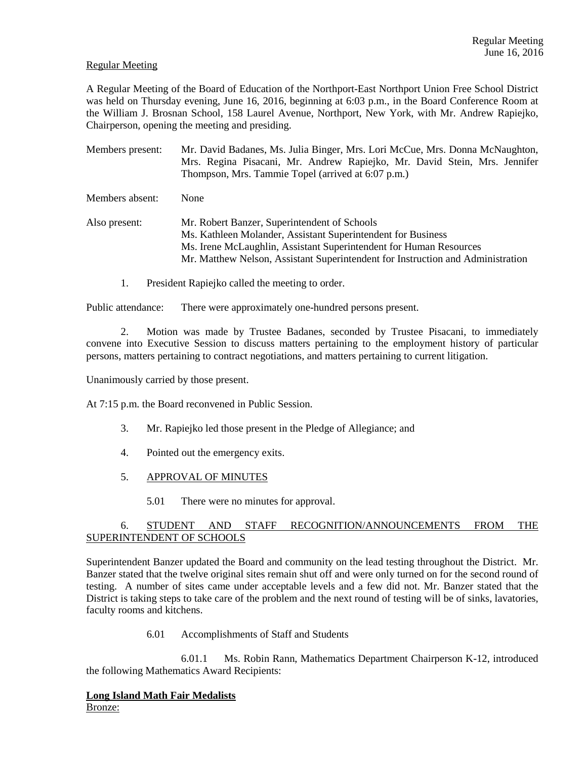Regular Meeting

A Regular Meeting of the Board of Education of the Northport-East Northport Union Free School District was held on Thursday evening, June 16, 2016, beginning at 6:03 p.m., in the Board Conference Room at the William J. Brosnan School, 158 Laurel Avenue, Northport, New York, with Mr. Andrew Rapiejko, Chairperson, opening the meeting and presiding.

Members present: Mr. David Badanes, Ms. Julia Binger, Mrs. Lori McCue, Mrs. Donna McNaughton, Mrs. Regina Pisacani, Mr. Andrew Rapiejko, Mr. David Stein, Mrs. Jennifer Thompson, Mrs. Tammie Topel (arrived at 6:07 p.m.)

Members absent: None

Also present: Mr. Robert Banzer, Superintendent of Schools
Ms. Kathleen Molander, Assistant Superintendent for Business
Ms. Irene McLaughlin, Assistant Superintendent for Human Resources
Mr. Matthew Nelson, Assistant Superintendent for Instruction and Administration

1. President Rapiejko called the meeting to order.

Public attendance: There were approximately one-hundred persons present.

2. Motion was made by Trustee Badanes, seconded by Trustee Pisacani, to immediately convene into Executive Session to discuss matters pertaining to the employment history of particular persons, matters pertaining to contract negotiations, and matters pertaining to current litigation.

Unanimously carried by those present.

At 7:15 p.m. the Board reconvened in Public Session.

3. Mr. Rapiejko led those present in the Pledge of Allegiance; and

4. Pointed out the emergency exits.

5. APPROVAL OF MINUTES

5.01 There were no minutes for approval.

6. STUDENT AND STAFF RECOGNITION/ANNOUNCEMENTS FROM THE SUPERINTENDENT OF SCHOOLS

Superintendent Banzer updated the Board and community on the lead testing throughout the District. Mr. Banzer stated that the twelve original sites remain shut off and were only turned on for the second round of testing. A number of sites came under acceptable levels and a few did not. Mr. Banzer stated that the District is taking steps to take care of the problem and the next round of testing will be of sinks, lavatories, faculty rooms and kitchens.

6.01 Accomplishments of Staff and Students

6.01.1 Ms. Robin Rann, Mathematics Department Chairperson K-12, introduced the following Mathematics Award Recipients:

**Long Island Math Fair Medalists**

Bronze: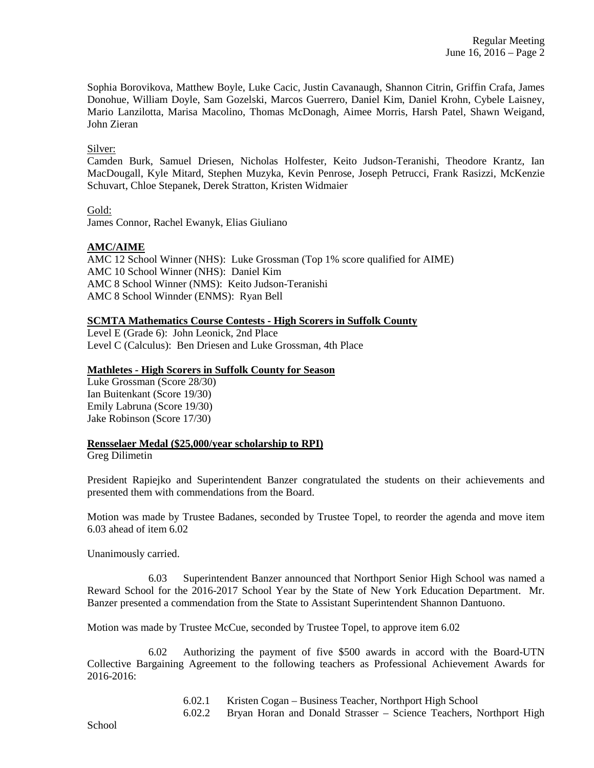Sophia Borovikova, Matthew Boyle, Luke Cacic, Justin Cavanaugh, Shannon Citrin, Griffin Crafa, James Donohue, William Doyle, Sam Gozelski, Marcos Guerrero, Daniel Kim, Daniel Krohn, Cybele Laisney, Mario Lanzilotta, Marisa Macolino, Thomas McDonagh, Aimee Morris, Harsh Patel, Shawn Weigand, John Zieran

Silver:
Camden Burk, Samuel Driesen, Nicholas Holfester, Keito Judson-Teranishi, Theodore Krantz, Ian MacDougall, Kyle Mitard, Stephen Muzyka, Kevin Penrose, Joseph Petrucci, Frank Rasizzi, McKenzie Schuvart, Chloe Stepanek, Derek Stratton, Kristen Widmaier

Gold:
James Connor, Rachel Ewanyk, Elias Giuliano

**AMC/AIME**

AMC 12 School Winner (NHS): Luke Grossman (Top 1% score qualified for AIME)
AMC 10 School Winner (NHS): Daniel Kim
AMC 8 School Winner (NMS): Keito Judson-Teranishi
AMC 8 School Winnder (ENMS): Ryan Bell

**SCMTA Mathematics Course Contests - High Scorers in Suffolk County**

Level E (Grade 6): John Leonick, 2nd Place
Level C (Calculus): Ben Driesen and Luke Grossman, 4th Place

**Mathletes - High Scorers in Suffolk County for Season**

Luke Grossman (Score 28/30)
Ian Buitenkant (Score 19/30)
Emily Labruna (Score 19/30)
Jake Robinson (Score 17/30)

**Rensselaer Medal ($25,000/year scholarship to RPI)**

Greg Dilimetin

President Rapiejko and Superintendent Banzer congratulated the students on their achievements and presented them with commendations from the Board.

Motion was made by Trustee Badanes, seconded by Trustee Topel, to reorder the agenda and move item 6.03 ahead of item 6.02

Unanimously carried.

6.03 Superintendent Banzer announced that Northport Senior High School was named a Reward School for the 2016-2017 School Year by the State of New York Education Department. Mr. Banzer presented a commendation from the State to Assistant Superintendent Shannon Dantuono.

Motion was made by Trustee McCue, seconded by Trustee Topel, to approve item 6.02

6.02 Authorizing the payment of five $500 awards in accord with the Board-UTN Collective Bargaining Agreement to the following teachers as Professional Achievement Awards for 2016-2016:

6.02.1 Kristen Cogan – Business Teacher, Northport High School
6.02.2 Bryan Horan and Donald Strasser – Science Teachers, Northport High School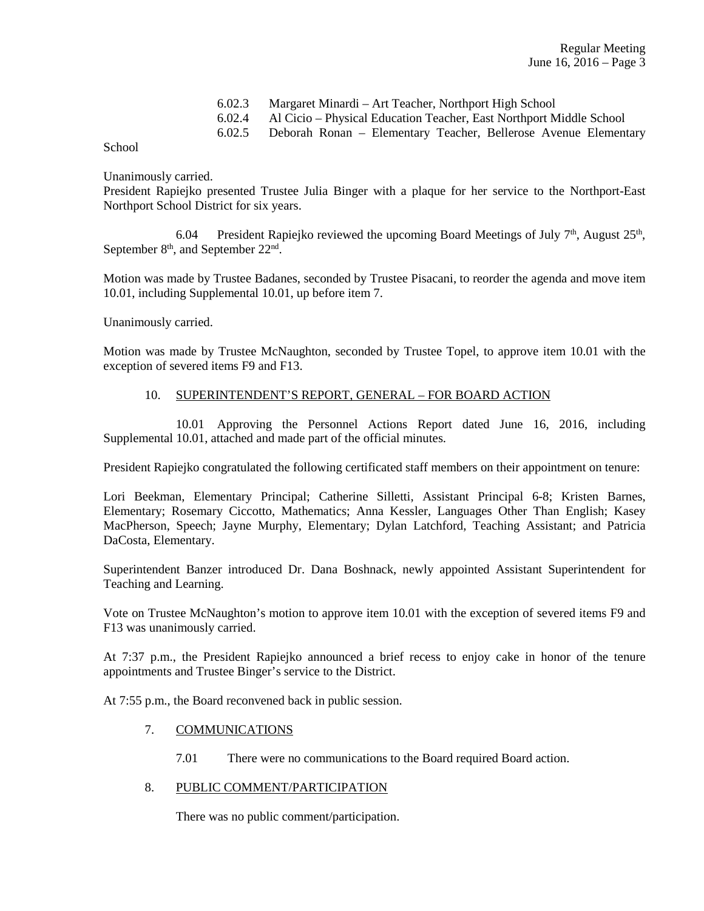6.02.3 Margaret Minardi – Art Teacher, Northport High School
6.02.4 Al Cicio – Physical Education Teacher, East Northport Middle School
6.02.5 Deborah Ronan – Elementary Teacher, Bellerose Avenue Elementary School

Unanimously carried.

President Rapiejko presented Trustee Julia Binger with a plaque for her service to the Northport-East Northport School District for six years.

6.04 President Rapiejko reviewed the upcoming Board Meetings of July 7th, August 25th, September 8th, and September 22nd.

Motion was made by Trustee Badanes, seconded by Trustee Pisacani, to reorder the agenda and move item 10.01, including Supplemental 10.01, up before item 7.

Unanimously carried.

Motion was made by Trustee McNaughton, seconded by Trustee Topel, to approve item 10.01 with the exception of severed items F9 and F13.

10. SUPERINTENDENT'S REPORT, GENERAL – FOR BOARD ACTION

10.01 Approving the Personnel Actions Report dated June 16, 2016, including Supplemental 10.01, attached and made part of the official minutes.

President Rapiejko congratulated the following certificated staff members on their appointment on tenure:

Lori Beekman, Elementary Principal; Catherine Silletti, Assistant Principal 6-8; Kristen Barnes, Elementary; Rosemary Ciccotto, Mathematics; Anna Kessler, Languages Other Than English; Kasey MacPherson, Speech; Jayne Murphy, Elementary; Dylan Latchford, Teaching Assistant; and Patricia DaCosta, Elementary.

Superintendent Banzer introduced Dr. Dana Boshnack, newly appointed Assistant Superintendent for Teaching and Learning.

Vote on Trustee McNaughton's motion to approve item 10.01 with the exception of severed items F9 and F13 was unanimously carried.

At 7:37 p.m., the President Rapiejko announced a brief recess to enjoy cake in honor of the tenure appointments and Trustee Binger's service to the District.

At 7:55 p.m., the Board reconvened back in public session.

7. COMMUNICATIONS

7.01 There were no communications to the Board required Board action.

8. PUBLIC COMMENT/PARTICIPATION

There was no public comment/participation.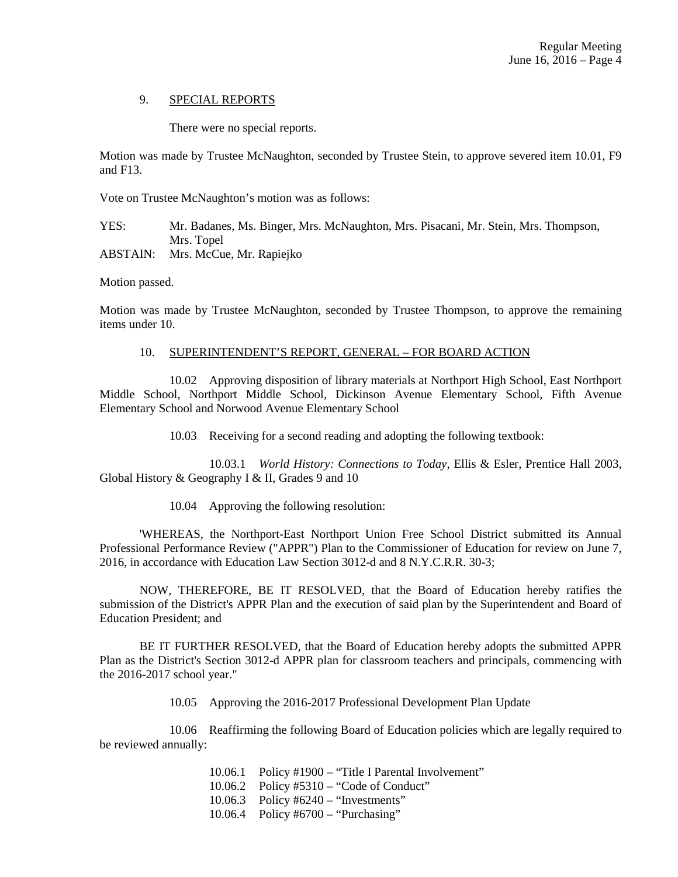9. SPECIAL REPORTS

There were no special reports.

Motion was made by Trustee McNaughton, seconded by Trustee Stein, to approve severed item 10.01, F9 and F13.

Vote on Trustee McNaughton's motion was as follows:

YES: Mr. Badanes, Ms. Binger, Mrs. McNaughton, Mrs. Pisacani, Mr. Stein, Mrs. Thompson, Mrs. Topel

ABSTAIN: Mrs. McCue, Mr. Rapiejko

Motion passed.

Motion was made by Trustee McNaughton, seconded by Trustee Thompson, to approve the remaining items under 10.

10. SUPERINTENDENT'S REPORT, GENERAL – FOR BOARD ACTION

10.02 Approving disposition of library materials at Northport High School, East Northport Middle School, Northport Middle School, Dickinson Avenue Elementary School, Fifth Avenue Elementary School and Norwood Avenue Elementary School

10.03 Receiving for a second reading and adopting the following textbook:

10.03.1 *World History: Connections to Today*, Ellis & Esler, Prentice Hall 2003, Global History & Geography I & II, Grades 9 and 10

10.04 Approving the following resolution:

'WHEREAS, the Northport-East Northport Union Free School District submitted its Annual Professional Performance Review ("APPR") Plan to the Commissioner of Education for review on June 7, 2016, in accordance with Education Law Section 3012-d and 8 N.Y.C.R.R. 30-3;

NOW, THEREFORE, BE IT RESOLVED, that the Board of Education hereby ratifies the submission of the District's APPR Plan and the execution of said plan by the Superintendent and Board of Education President; and

BE IT FURTHER RESOLVED, that the Board of Education hereby adopts the submitted APPR Plan as the District's Section 3012-d APPR plan for classroom teachers and principals, commencing with the 2016-2017 school year."

10.05 Approving the 2016-2017 Professional Development Plan Update

10.06 Reaffirming the following Board of Education policies which are legally required to be reviewed annually:

10.06.1 Policy #1900 – "Title I Parental Involvement"
10.06.2 Policy #5310 – "Code of Conduct"
10.06.3 Policy #6240 – "Investments"
10.06.4 Policy #6700 – "Purchasing"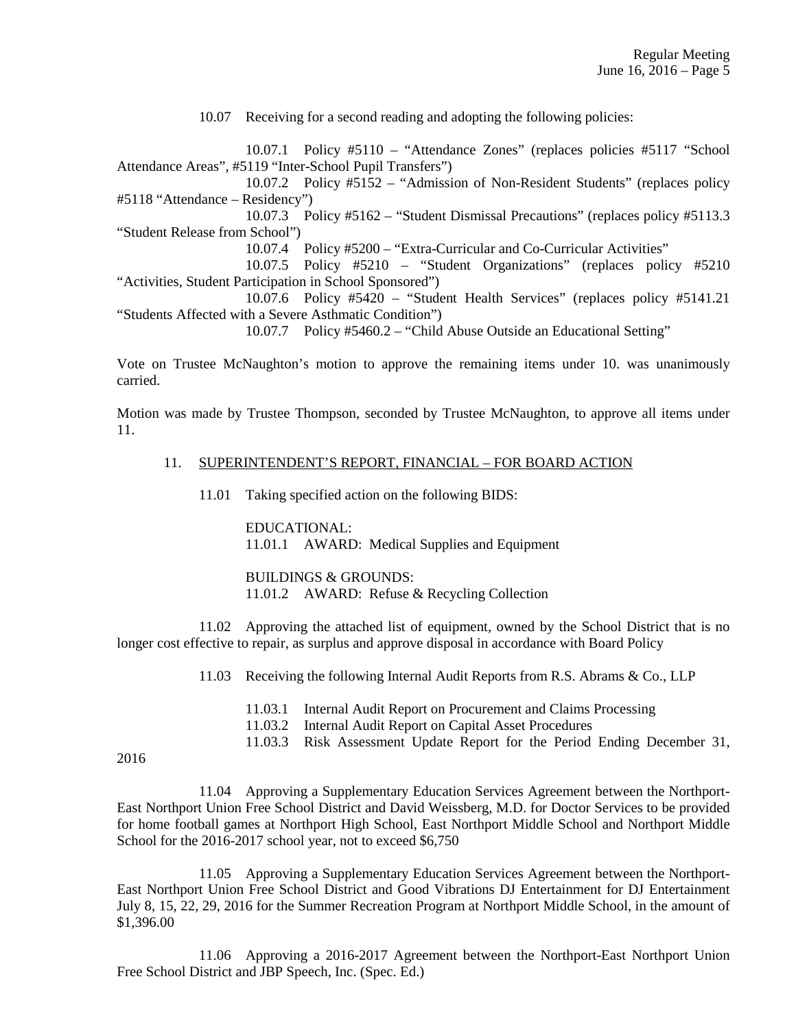10.07 Receiving for a second reading and adopting the following policies:

10.07.1 Policy #5110 – "Attendance Zones" (replaces policies #5117 "School Attendance Areas", #5119 "Inter-School Pupil Transfers")

10.07.2 Policy #5152 – "Admission of Non-Resident Students" (replaces policy #5118 "Attendance – Residency")

10.07.3 Policy #5162 – "Student Dismissal Precautions" (replaces policy #5113.3 "Student Release from School")

10.07.4 Policy #5200 – "Extra-Curricular and Co-Curricular Activities"

10.07.5 Policy #5210 – "Student Organizations" (replaces policy #5210 "Activities, Student Participation in School Sponsored")

10.07.6 Policy #5420 – "Student Health Services" (replaces policy #5141.21 "Students Affected with a Severe Asthmatic Condition")

10.07.7 Policy #5460.2 – "Child Abuse Outside an Educational Setting"

Vote on Trustee McNaughton's motion to approve the remaining items under 10. was unanimously carried.

Motion was made by Trustee Thompson, seconded by Trustee McNaughton, to approve all items under 11.

11. SUPERINTENDENT'S REPORT, FINANCIAL – FOR BOARD ACTION

11.01 Taking specified action on the following BIDS:

EDUCATIONAL:
11.01.1 AWARD: Medical Supplies and Equipment

BUILDINGS & GROUNDS:
11.01.2 AWARD: Refuse & Recycling Collection

11.02 Approving the attached list of equipment, owned by the School District that is no longer cost effective to repair, as surplus and approve disposal in accordance with Board Policy

11.03 Receiving the following Internal Audit Reports from R.S. Abrams & Co., LLP

11.03.1 Internal Audit Report on Procurement and Claims Processing
11.03.2 Internal Audit Report on Capital Asset Procedures
11.03.3 Risk Assessment Update Report for the Period Ending December 31, 2016

11.04 Approving a Supplementary Education Services Agreement between the Northport-East Northport Union Free School District and David Weissberg, M.D. for Doctor Services to be provided for home football games at Northport High School, East Northport Middle School and Northport Middle School for the 2016-2017 school year, not to exceed $6,750

11.05 Approving a Supplementary Education Services Agreement between the Northport-East Northport Union Free School District and Good Vibrations DJ Entertainment for DJ Entertainment July 8, 15, 22, 29, 2016 for the Summer Recreation Program at Northport Middle School, in the amount of $1,396.00

11.06 Approving a 2016-2017 Agreement between the Northport-East Northport Union Free School District and JBP Speech, Inc. (Spec. Ed.)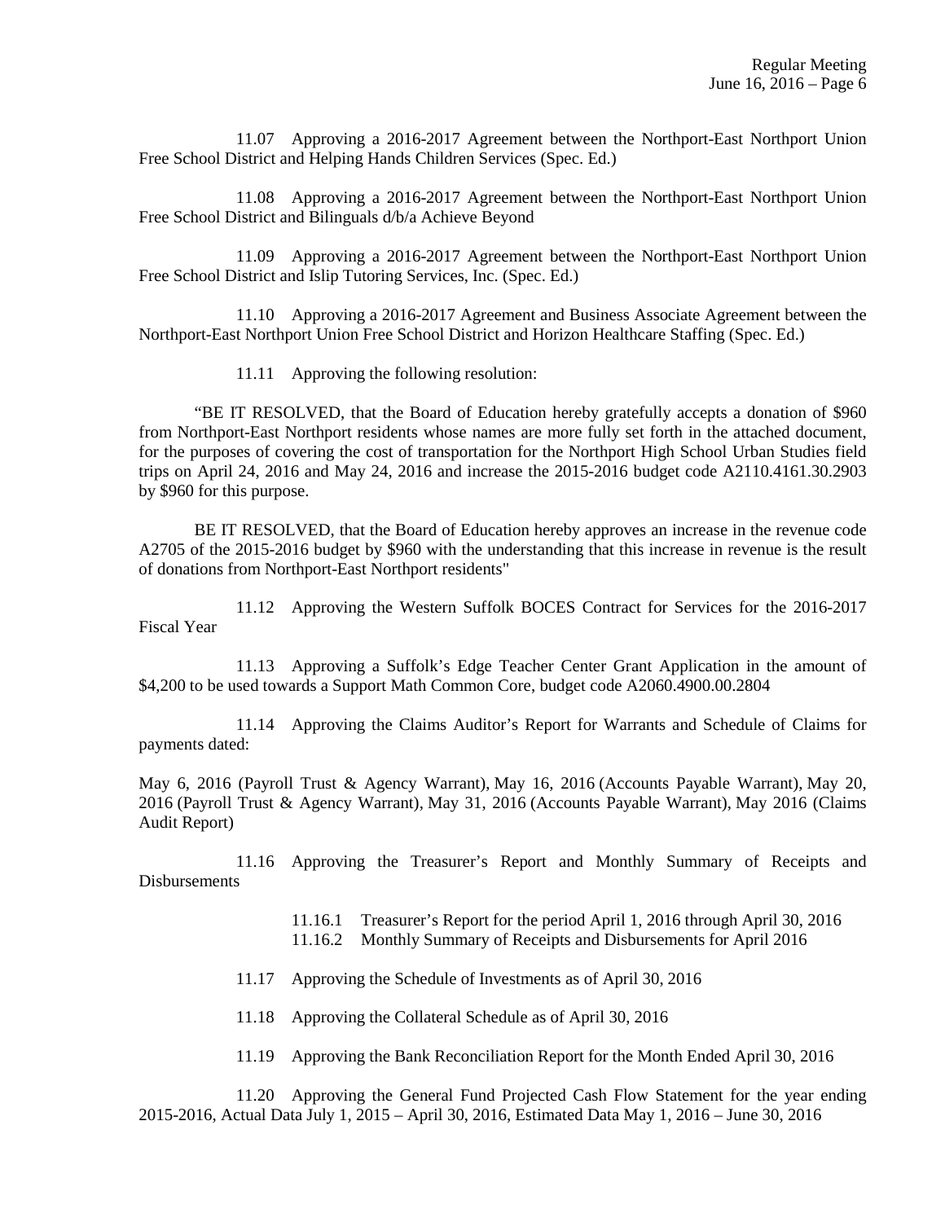11.07 Approving a 2016-2017 Agreement between the Northport-East Northport Union Free School District and Helping Hands Children Services (Spec. Ed.)

11.08 Approving a 2016-2017 Agreement between the Northport-East Northport Union Free School District and Bilinguals d/b/a Achieve Beyond

11.09 Approving a 2016-2017 Agreement between the Northport-East Northport Union Free School District and Islip Tutoring Services, Inc. (Spec. Ed.)

11.10 Approving a 2016-2017 Agreement and Business Associate Agreement between the Northport-East Northport Union Free School District and Horizon Healthcare Staffing (Spec. Ed.)

11.11 Approving the following resolution:

"BE IT RESOLVED, that the Board of Education hereby gratefully accepts a donation of $960 from Northport-East Northport residents whose names are more fully set forth in the attached document, for the purposes of covering the cost of transportation for the Northport High School Urban Studies field trips on April 24, 2016 and May 24, 2016 and increase the 2015-2016 budget code A2110.4161.30.2903 by $960 for this purpose.

BE IT RESOLVED, that the Board of Education hereby approves an increase in the revenue code A2705 of the 2015-2016 budget by $960 with the understanding that this increase in revenue is the result of donations from Northport-East Northport residents"

11.12 Approving the Western Suffolk BOCES Contract for Services for the 2016-2017 Fiscal Year

11.13 Approving a Suffolk's Edge Teacher Center Grant Application in the amount of $4,200 to be used towards a Support Math Common Core, budget code A2060.4900.00.2804

11.14 Approving the Claims Auditor's Report for Warrants and Schedule of Claims for payments dated:

May 6, 2016 (Payroll Trust & Agency Warrant), May 16, 2016 (Accounts Payable Warrant), May 20, 2016 (Payroll Trust & Agency Warrant), May 31, 2016 (Accounts Payable Warrant), May 2016 (Claims Audit Report)

11.16 Approving the Treasurer's Report and Monthly Summary of Receipts and Disbursements

11.16.1 Treasurer's Report for the period April 1, 2016 through April 30, 2016
11.16.2 Monthly Summary of Receipts and Disbursements for April 2016

11.17 Approving the Schedule of Investments as of April 30, 2016

11.18 Approving the Collateral Schedule as of April 30, 2016

11.19 Approving the Bank Reconciliation Report for the Month Ended April 30, 2016

11.20 Approving the General Fund Projected Cash Flow Statement for the year ending 2015-2016, Actual Data July 1, 2015 – April 30, 2016, Estimated Data May 1, 2016 – June 30, 2016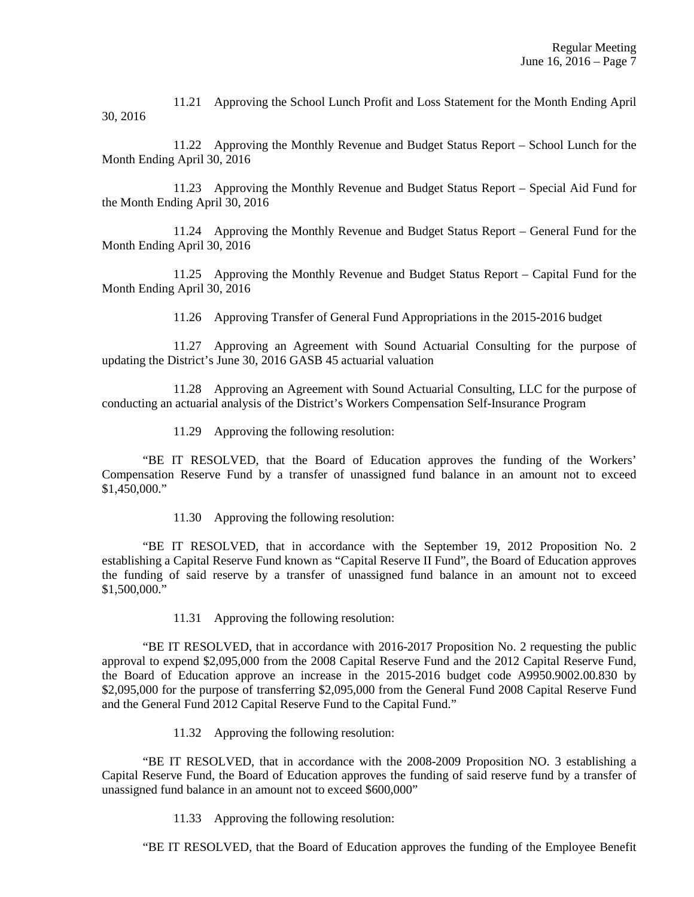11.21 Approving the School Lunch Profit and Loss Statement for the Month Ending April 30, 2016

11.22 Approving the Monthly Revenue and Budget Status Report – School Lunch for the Month Ending April 30, 2016

11.23 Approving the Monthly Revenue and Budget Status Report – Special Aid Fund for the Month Ending April 30, 2016

11.24 Approving the Monthly Revenue and Budget Status Report – General Fund for the Month Ending April 30, 2016

11.25 Approving the Monthly Revenue and Budget Status Report – Capital Fund for the Month Ending April 30, 2016

11.26 Approving Transfer of General Fund Appropriations in the 2015-2016 budget

11.27 Approving an Agreement with Sound Actuarial Consulting for the purpose of updating the District's June 30, 2016 GASB 45 actuarial valuation

11.28 Approving an Agreement with Sound Actuarial Consulting, LLC for the purpose of conducting an actuarial analysis of the District's Workers Compensation Self-Insurance Program

11.29 Approving the following resolution:

"BE IT RESOLVED, that the Board of Education approves the funding of the Workers' Compensation Reserve Fund by a transfer of unassigned fund balance in an amount not to exceed $1,450,000."

11.30 Approving the following resolution:

"BE IT RESOLVED, that in accordance with the September 19, 2012 Proposition No. 2 establishing a Capital Reserve Fund known as "Capital Reserve II Fund", the Board of Education approves the funding of said reserve by a transfer of unassigned fund balance in an amount not to exceed $1,500,000."

11.31 Approving the following resolution:

"BE IT RESOLVED, that in accordance with 2016-2017 Proposition No. 2 requesting the public approval to expend $2,095,000 from the 2008 Capital Reserve Fund and the 2012 Capital Reserve Fund, the Board of Education approve an increase in the 2015-2016 budget code A9950.9002.00.830 by $2,095,000 for the purpose of transferring $2,095,000 from the General Fund 2008 Capital Reserve Fund and the General Fund 2012 Capital Reserve Fund to the Capital Fund."

11.32 Approving the following resolution:

"BE IT RESOLVED, that in accordance with the 2008-2009 Proposition NO. 3 establishing a Capital Reserve Fund, the Board of Education approves the funding of said reserve fund by a transfer of unassigned fund balance in an amount not to exceed $600,000"

11.33 Approving the following resolution:

"BE IT RESOLVED, that the Board of Education approves the funding of the Employee Benefit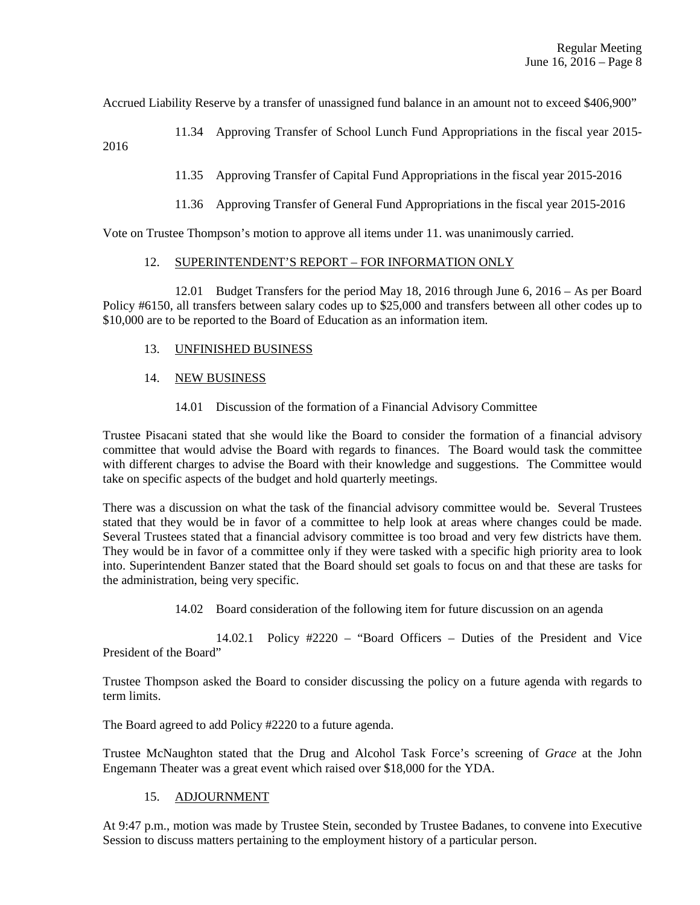Accrued Liability Reserve by a transfer of unassigned fund balance in an amount not to exceed $406,900"

11.34 Approving Transfer of School Lunch Fund Appropriations in the fiscal year 2015-2016

11.35 Approving Transfer of Capital Fund Appropriations in the fiscal year 2015-2016

11.36 Approving Transfer of General Fund Appropriations in the fiscal year 2015-2016

Vote on Trustee Thompson's motion to approve all items under 11. was unanimously carried.

12. SUPERINTENDENT'S REPORT – FOR INFORMATION ONLY

12.01 Budget Transfers for the period May 18, 2016 through June 6, 2016 – As per Board Policy #6150, all transfers between salary codes up to $25,000 and transfers between all other codes up to $10,000 are to be reported to the Board of Education as an information item.

13. UNFINISHED BUSINESS

14. NEW BUSINESS

14.01 Discussion of the formation of a Financial Advisory Committee

Trustee Pisacani stated that she would like the Board to consider the formation of a financial advisory committee that would advise the Board with regards to finances. The Board would task the committee with different charges to advise the Board with their knowledge and suggestions. The Committee would take on specific aspects of the budget and hold quarterly meetings.

There was a discussion on what the task of the financial advisory committee would be. Several Trustees stated that they would be in favor of a committee to help look at areas where changes could be made. Several Trustees stated that a financial advisory committee is too broad and very few districts have them. They would be in favor of a committee only if they were tasked with a specific high priority area to look into. Superintendent Banzer stated that the Board should set goals to focus on and that these are tasks for the administration, being very specific.

14.02 Board consideration of the following item for future discussion on an agenda

14.02.1 Policy #2220 – "Board Officers – Duties of the President and Vice President of the Board"

Trustee Thompson asked the Board to consider discussing the policy on a future agenda with regards to term limits.

The Board agreed to add Policy #2220 to a future agenda.

Trustee McNaughton stated that the Drug and Alcohol Task Force's screening of *Grace* at the John Engemann Theater was a great event which raised over $18,000 for the YDA.

15. ADJOURNMENT

At 9:47 p.m., motion was made by Trustee Stein, seconded by Trustee Badanes, to convene into Executive Session to discuss matters pertaining to the employment history of a particular person.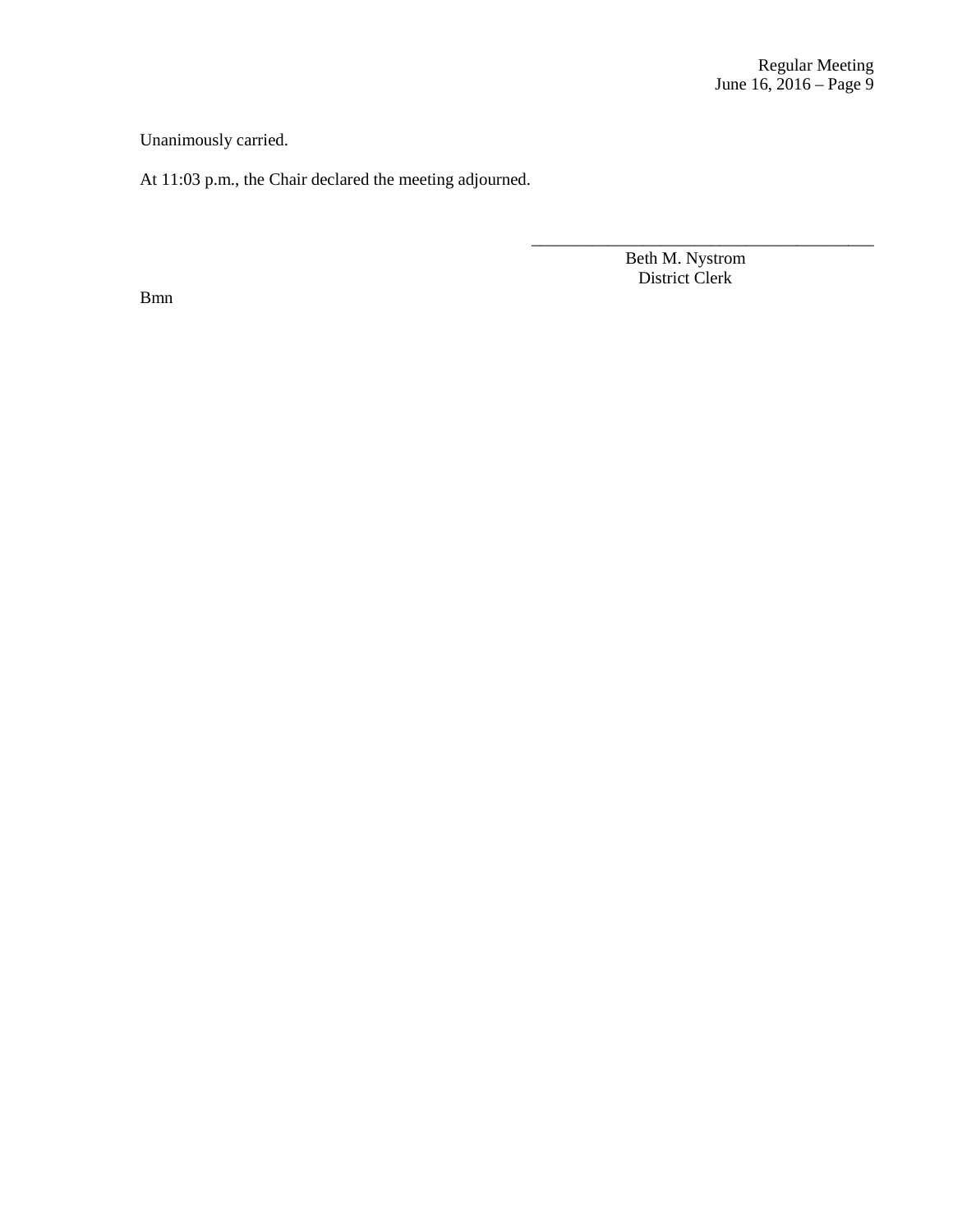Unanimously carried.

At 11:03 p.m., the Chair declared the meeting adjourned.

\_\_\_\_\_\_\_\_\_\_\_\_\_\_\_\_\_\_\_\_\_\_\_\_\_\_\_\_\_\_\_\_\_\_\_\_\_\_\_\_

Beth M. Nystrom
District Clerk

Bmn